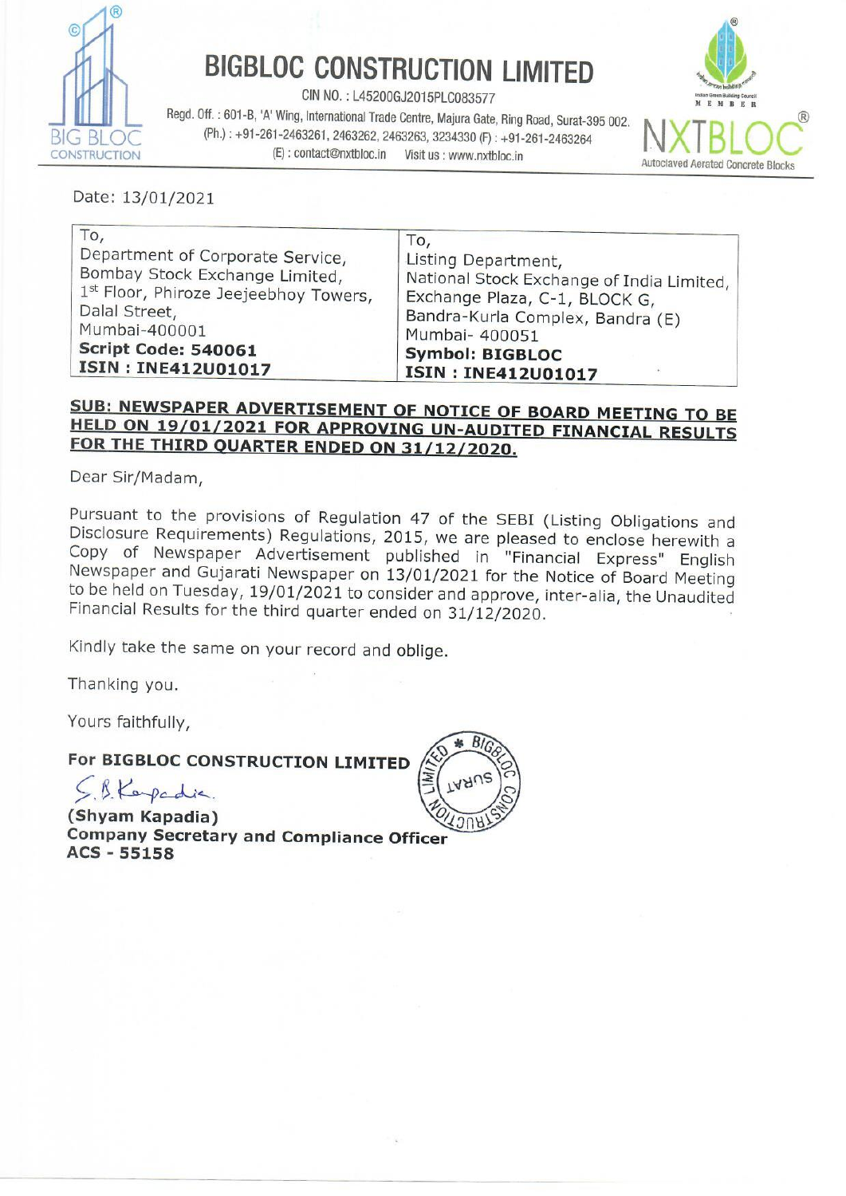# BIGBLOC CONSTRUCTION LIMITED

CIN NO. : L45200GJ2015PLC083577

Regd. Off. : 601-B, 'A' Wing, International Trade Centre, Majura Gate, Ring Road, Surat-395 002.
(Ph.) : +91-261-2463261, 2463262, 2463263, 3234330 (F) : +91-261-2463264
(E) : contact@nxtbloc.in Visit us : www.nxtbloc.in

NXTBLOC — Autoclaved Aerated Concrete Blocks

Date: 13/01/2021

| To, | To, |
|---|---|
| Department of Corporate Service,<br>Bombay Stock Exchange Limited,<br>1st Floor, Phiroze Jeejeebhoy Towers,<br>Dalal Street,<br>Mumbai-400001<br>**Script Code: 540061**<br>**ISIN : INE412U01017** | Listing Department,<br>National Stock Exchange of India Limited,<br>Exchange Plaza, C-1, BLOCK G,<br>Bandra-Kurla Complex, Bandra (E)<br>Mumbai- 400051<br>**Symbol: BIGBLOC**<br>**ISIN : INE412U01017** |

**SUB: NEWSPAPER ADVERTISEMENT OF NOTICE OF BOARD MEETING TO BE HELD ON 19/01/2021 FOR APPROVING UN-AUDITED FINANCIAL RESULTS FOR THE THIRD QUARTER ENDED ON 31/12/2020.**

Dear Sir/Madam,

Pursuant to the provisions of Regulation 47 of the SEBI (Listing Obligations and Disclosure Requirements) Regulations, 2015, we are pleased to enclose herewith a Copy of Newspaper Advertisement published in "Financial Express" English Newspaper and Gujarati Newspaper on 13/01/2021 for the Notice of Board Meeting to be held on Tuesday, 19/01/2021 to consider and approve, inter-alia, the Unaudited Financial Results for the third quarter ended on 31/12/2020.

Kindly take the same on your record and oblige.

Thanking you.

Yours faithfully,

**For BIGBLOC CONSTRUCTION LIMITED**

S.B. Kapadia

**(Shyam Kapadia)**
**Company Secretary and Compliance Officer**
**ACS - 55158**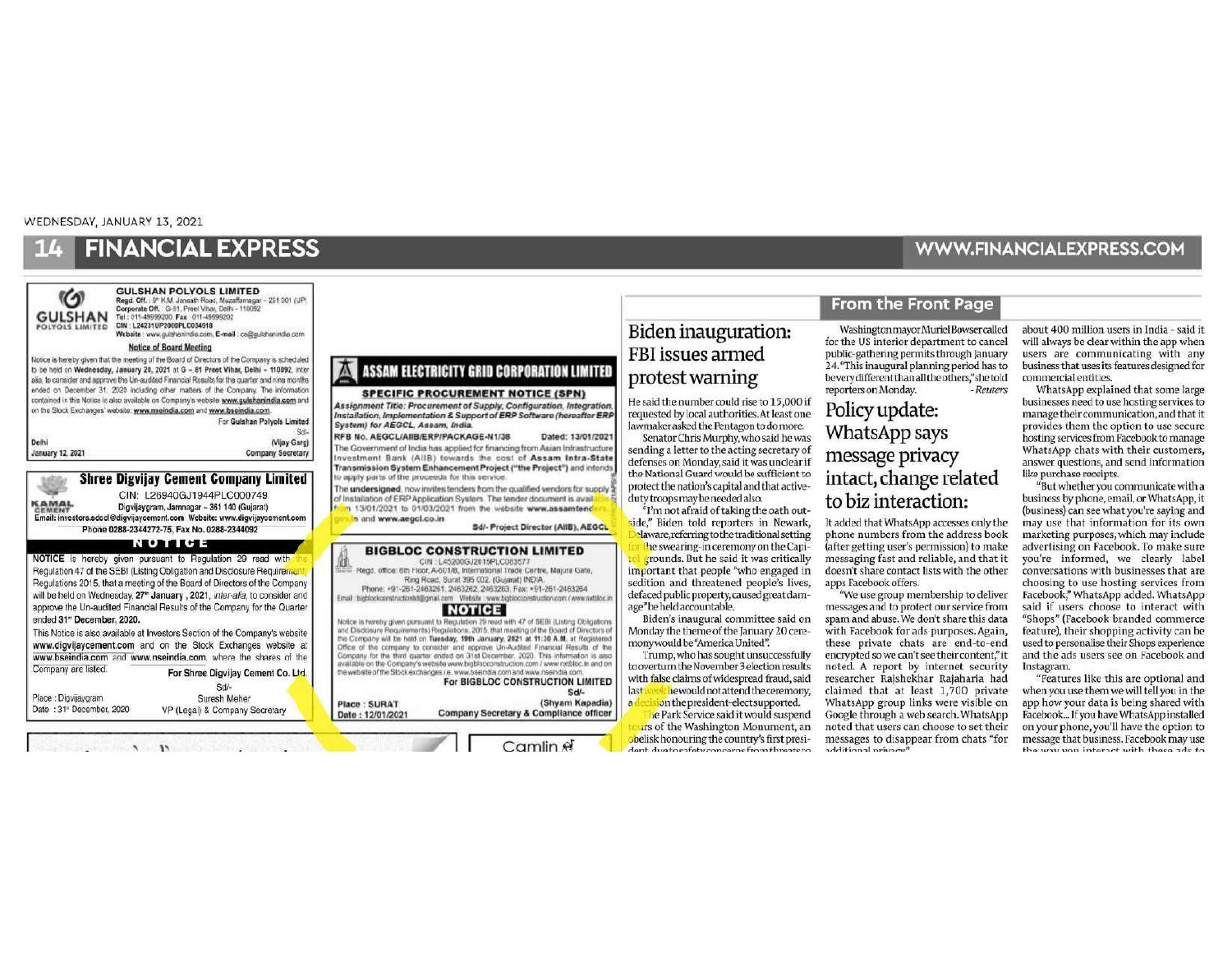## GULSHAN POLYOLS LIMITED

Regd. Off.: 9th K.M. Jansath Road, Muzaffarnagar - 251 001 (UP)
Corporate Off.: G-81, Preet Vihar, Delhi - 110092
Tel: 011-49999200, Fax: 011-49999202
CIN: L24231UP2000PLC034918
Website: www.gulshanindia.com, E-mail: cs@gulshanindia.com

**Notice of Board Meeting**

Notice is hereby given that the meeting of the Board of Directors of the Company is scheduled to be held on **Wednesday, January 20, 2021** at G - 81 Preet Vihar, Delhi - 110092, inter alia, to consider and approve the Un-audited Financial Results for the quarter and nine months ended on December 31, 2020 including other matters of the Company. The information contained in this Notice is also available on Company's website **www.gulshanindia.com** and on the Stock Exchanges' website: **www.nseindia.com** and **www.bseindia.com**.

For Gulshan Polyols Limited
Sd/-
(Vijay Garg)
Company Secretary

Delhi
January 12, 2021

---

## Shree Digvijay Cement Company Limited

CIN: L26940GJ1944PLC000749
Digvijaygram, Jamnagar – 361 140 (Gujarat)
Email: investors.sdccl@digvijaycement.com Website: www.digvijaycement.com
Phone 0288-2344272-75, Fax No. 0288-2344092

**NOTICE**

NOTICE is hereby given pursuant to Regulation 29 read with the Regulation 47 of the SEBI (Listing Obligation and Disclosure Requirement) Regulations 2015, that a meeting of the Board of Directors of the Company will be held on Wednesday, **27th January, 2021**, *inter-alia*, to consider and approve the Un-audited Financial Results of the Company for the Quarter ended **31st December, 2020.**

This Notice is also available at Investors Section of the Company's website **www.digvijaycement.com** and on the Stock Exchanges website at **www.bseindia.com** and **www.nseindia.com**, where the shares of the Company are listed.

For Shree Digvijay Cement Co. Ltd.
Sd/-
Suresh Meher
VP (Legal) & Company Secretary

Place: Digvijaygram
Date: 31st December, 2020

---

## ASSAM ELECTRICITY GRID CORPORATION LIMITED

**SPECIFIC PROCUREMENT NOTICE (SPN)**

***Assignment Title: Procurement of Supply, Configuration, Integration, Installation, Implementation & Support of ERP Software (hereafter ERP System) for AEGCL, Assam, India.***

**RFB No. AEGCL/AIIB/ERP/PACKAGE-N1/38** — **Dated: 13/01/2021**

The Government of India has applied for financing from Asian Infrastructure Investment Bank (AIIB) towards the cost of **Assam Intra-State Transmission System Enhancement Project ("the Project")** and intends to apply parts of the proceeds for this service.

The **undersigned**, now invites tenders from the qualified vendors for supply of installation of ERP Application System. The tender document is available from 13/01/2021 to 01/03/2021 from the website **www.assamtenders.gov.in** and **www.aegcl.co.in**

Sd/- Project Director (AIIB), AEGCL

---

## BIGBLOC CONSTRUCTION LIMITED

CIN: L45200GJ2015PLC083577
Regd. office: 6th Floor, A-601/B, International Trade Centre, Majura Gate, Ring Road, Surat 395 002. (Gujarat) INDIA.
Phone: +91-261-2463261, 2463262, 2463263, Fax: +91-261-2463264
Email: bigblocconstructionltd@gmail.com Website: www.bigblocconstruction.com / www.nxtbloc.in

**NOTICE**

Notice is hereby given pursuant to Regulation 29 read with 47 of SEBI (Listing Obligations and Disclosure Requirements) Regulations, 2015, that meeting of the Board of Directors of the Company will be held on **Tuesday, 19th January, 2021 at 11:30 A.M.** at Registered Office of the company to consider and approve Un-Audited Financial Results of the Company for the third quarter ended on 31st December, 2020. This information is also available on the Company's website www.bigblocconstruction.com / www.nxtbloc.in and on the website of the Stock exchanges i.e. www.bseindia.com and www.nseindia.com.

For BIGBLOC CONSTRUCTION LIMITED
Sd/-
(Shyam Kapadia)
Company Secretary & Compliance officer

Place: SURAT
Date: 12/01/2021

---

## From the Front Page

# Biden inauguration: FBI issues armed protest warning

He said the number could rise to 15,000 if requested by local authorities. At least one lawmaker asked the Pentagon to do more.

Senator Chris Murphy, who said he was sending a letter to the acting secretary of defenses on Monday, said it was unclear if the National Guard would be sufficient to protect the nation's capital and that active-duty troops may be needed also.

"I'm not afraid of taking the oath outside," Biden told reporters in Newark, Delaware, referring to the traditional setting for the swearing-in ceremony on the Capitol grounds. But he said it was critically important that people "who engaged in sedition and threatened people's lives, defaced public property, caused great damage" be held accountable.

Biden's inaugural committee said on Monday the theme of the January 20 ceremony would be "America United".

Trump, who has sought unsuccessfully to overturn the November 3 election results with false claims of widespread fraud, said last week he would not attend the ceremony, a decision the president-elect supported.

The Park Service said it would suspend tours of the Washington Monument, an obelisk honouring the country's first president, due to safety concerns from threats to

Washington mayor Muriel Bowser called for the US interior department to cancel public-gathering permits through January 24. "This inaugural planning period has to be very different than all the others," she told reporters on Monday. *-Reuters*

# Policy update: WhatsApp says message privacy intact, change related to biz interaction:

It added that WhatsApp accesses only the phone numbers from the address book (after getting user's permission) to make messaging fast and reliable, and that it doesn't share contact lists with the other apps Facebook offers.

"We use group membership to deliver messages and to protect our service from spam and abuse. We don't share this data with Facebook for ads purposes. Again, these private chats are end-to-end encrypted so we can't see their content," it noted. A report by internet security researcher Rajshekhar Rajaharia had claimed that at least 1,700 private WhatsApp group links were visible on Google through a web search. WhatsApp noted that users can choose to set their messages to disappear from chats "for additional privacy".

about 400 million users in India – said it will always be clear within the app when users are communicating with any business that uses its features designed for commercial entities.

WhatsApp explained that some large businesses need to use hosting services to manage their communication, and that it provides them the option to use secure hosting services from Facebook to manage WhatsApp chats with their customers, answer questions, and send information like purchase receipts.

"But whether you communicate with a business by phone, email, or WhatsApp, it (business) can see what you're saying and may use that information for its own marketing purposes, which may include advertising on Facebook. To make sure you're informed, we clearly label conversations with businesses that are choosing to use hosting services from Facebook," WhatsApp added. WhatsApp said if users choose to interact with "Shops" (Facebook branded commerce feature), their shopping activity can be used to personalise their Shops experience and the ads users see on Facebook and Instagram.

"Features like this are optional and when you use them we will tell you in the app how your data is being shared with Facebook... If you have WhatsApp installed on your phone, you'll have the option to message that business. Facebook may use the way you interact with these ads to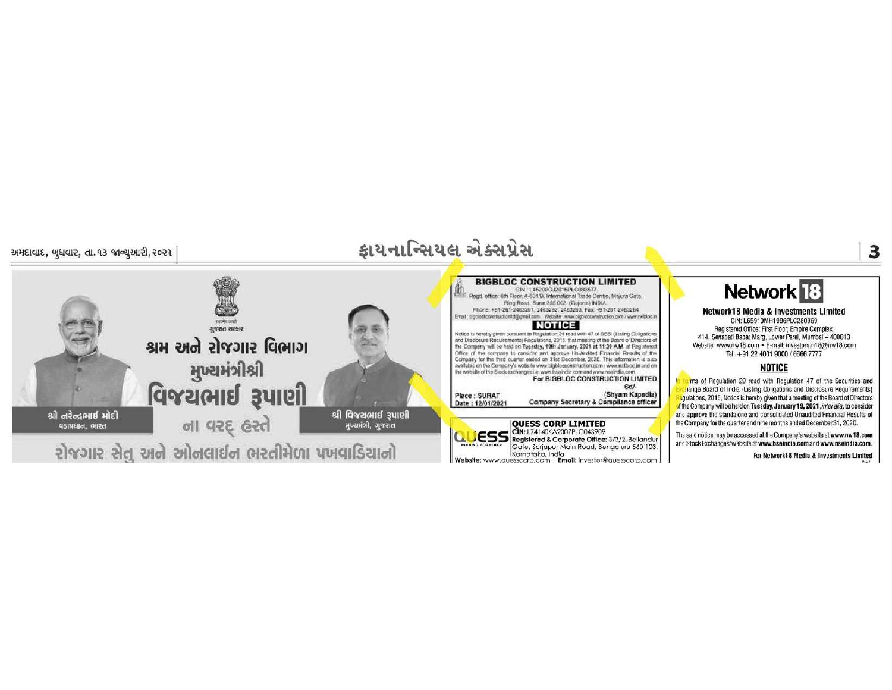શ્રમ અને રોજગાર વિભાગ

ગુજરાત સરકાર

મુખ્યમંત્રીશ્રી

વિજયભાઈ રૂપાણી

ના વરદ્ હસ્તે

શ્રી નરેન્દ્રભાઈ મોદી
વડાપ્રધાન, ભારત

શ્રી વિજયભાઈ રૂપાણી
મુખ્યમંત્રી, ગુજરાત

રોજગાર સેતુ અને ઓનલાઈન ભરતીમેળા પખવાડિયાનો

## BIGBLOC CONSTRUCTION LIMITED

CIN : L45200GJ2015PLC083577

Regd. office: 6th Floor, A-601/B, International Trade Centre, Majura Gate, Ring Road, Surat 395 002. (Gujarat) INDIA.

Phone: +91-261-2463261, 2463262, 2463263, Fax: +91-261-2463264

Email: bigblocconstructionltd@gmail.com Website: www.bigblocconstruction.com / www.nxtbloc.in

### NOTICE

Notice is hereby given pursuant to Regulation 29 read with 47 of SEBI (Listing Obligations and Disclosure Requirements) Regulations, 2015, that meeting of the Board of Directors of the Company will be held on **Tuesday, 19th January, 2021 at 11:30 A.M.** at Registered Office of the company to consider and approve Un-Audited Financial Results of the Company for the third quarter ended on 31st December, 2020. This information is also available on the Company's website www.bigblocconstruction.com / www.nxtbloc.in and on the website of the Stock exchanges i.e. www.bseindia.com and www.nseindia.com.

For BIGBLOC CONSTRUCTION LIMITED

Sd/-

Place : SURAT
Date : 12/01/2021

(Shyam Kapadia)
Company Secretary & Compliance officer

## QUESS CORP LIMITED

CIN: L74140KA2007PLC043909

Registered & Corporate Office: 3/3/2, Bellandur Gate, Sarjapur Main Road, Bengaluru 560 103, Karnataka, India

Website: www.quesscorp.com | Email: investor@quesscorp.com

## Network18

### Network18 Media & Investments Limited

CIN: L65910MH1996PLC280969

Registered Office: First Floor, Empire Complex, 414, Senapati Bapat Marg, Lower Parel, Mumbai – 400013

Website: www.nw18.com • E-mail: investors.n18@nw18.com

Tel: +91 22 4001 9000 / 6666 7777

### NOTICE

In terms of Regulation 29 read with Regulation 47 of the Securities and Exchange Board of India (Listing Obligations and Disclosure Requirements) Regulations, 2015, Notice is hereby given that a meeting of the Board of Directors of the Company will be held on **Tuesday, January 19, 2021**, *inter alia*, to consider and approve the standalone and consolidated Unaudited Financial Results of the Company for the quarter and nine months ended December 31, 2020.

The said notice may be accessed at the Company's website at **www.nw18.com** and Stock Exchanges' website at **www.bseindia.com** and **www.nseindia.com**.

For Network18 Media & Investments Limited